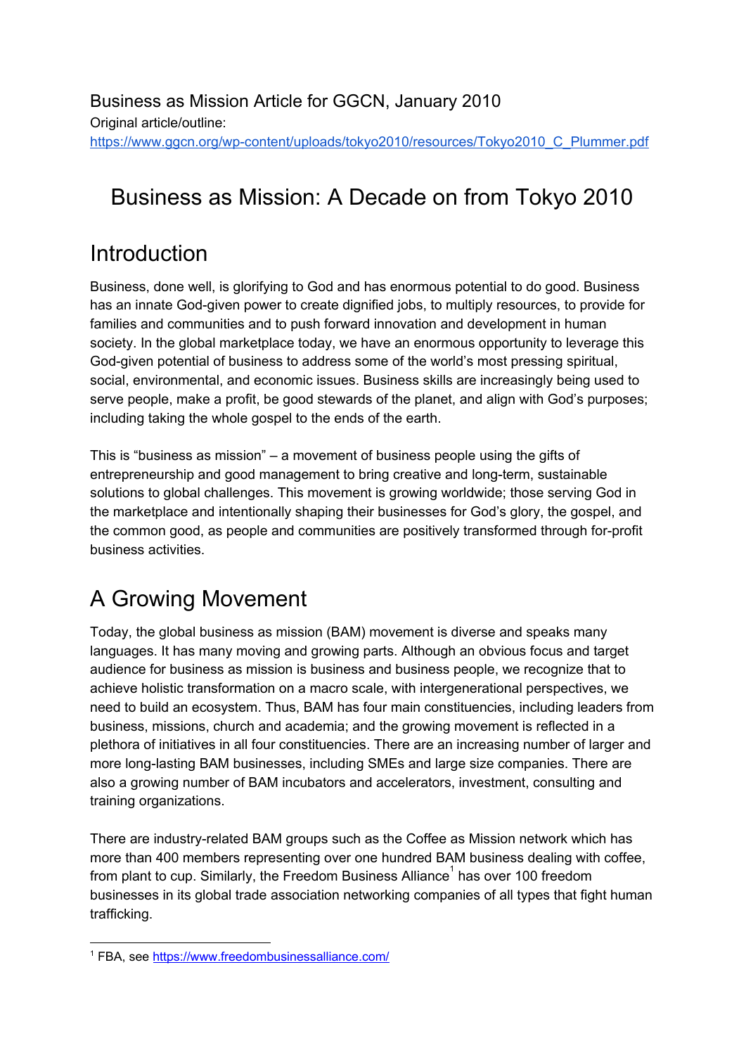Business as Mission Article for GGCN, January 2010

Original article/outline:

https://www.ggcn.org/wp-content/uploads/tokyo2010/resources/Tokyo2010_C_Plummer.pdf

# Business as Mission: A Decade on from Tokyo 2010

## Introduction

Business, done well, is glorifying to God and has enormous potential to do good. Business has an innate God-given power to create dignified jobs, to multiply resources, to provide for families and communities and to push forward innovation and development in human society. In the global marketplace today, we have an enormous opportunity to leverage this God-given potential of business to address some of the world's most pressing spiritual, social, environmental, and economic issues. Business skills are increasingly being used to serve people, make a profit, be good stewards of the planet, and align with God's purposes; including taking the whole gospel to the ends of the earth.

This is "business as mission" – a movement of business people using the gifts of entrepreneurship and good management to bring creative and long-term, sustainable solutions to global challenges. This movement is growing worldwide; those serving God in the marketplace and intentionally shaping their businesses for God's glory, the gospel, and the common good, as people and communities are positively transformed through for-profit business activities.

## A Growing Movement

Today, the global business as mission (BAM) movement is diverse and speaks many languages. It has many moving and growing parts. Although an obvious focus and target audience for business as mission is business and business people, we recognize that to achieve holistic transformation on a macro scale, with intergenerational perspectives, we need to build an ecosystem. Thus, BAM has four main constituencies, including leaders from business, missions, church and academia; and the growing movement is reflected in a plethora of initiatives in all four constituencies. There are an increasing number of larger and more long-lasting BAM businesses, including SMEs and large size companies. There are also a growing number of BAM incubators and accelerators, investment, consulting and training organizations.

There are industry-related BAM groups such as the Coffee as Mission network which has more than 400 members representing over one hundred BAM business dealing with coffee, from plant to cup. Similarly, the Freedom Business Alliance[1] has over 100 freedom businesses in its global trade association networking companies of all types that fight human trafficking.

[1] FBA, see https://www.freedombusinessalliance.com/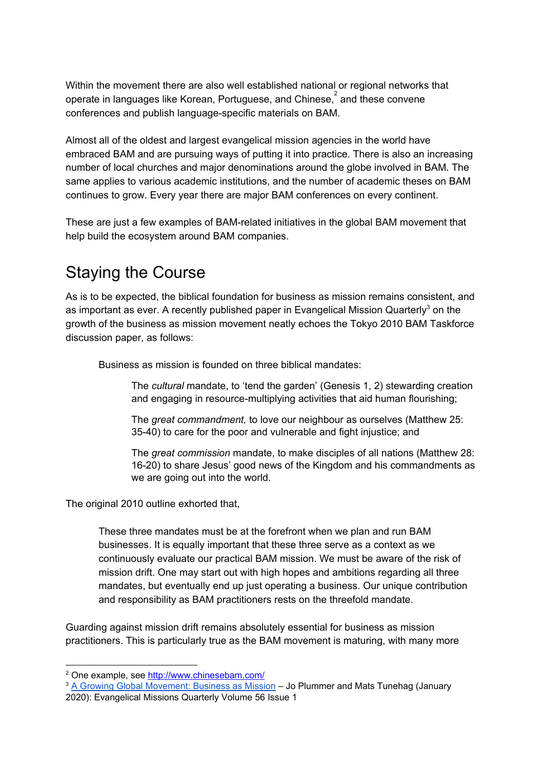Within the movement there are also well established national or regional networks that operate in languages like Korean, Portuguese, and Chinese,[2] and these convene conferences and publish language-specific materials on BAM.

Almost all of the oldest and largest evangelical mission agencies in the world have embraced BAM and are pursuing ways of putting it into practice. There is also an increasing number of local churches and major denominations around the globe involved in BAM. The same applies to various academic institutions, and the number of academic theses on BAM continues to grow. Every year there are major BAM conferences on every continent.

These are just a few examples of BAM-related initiatives in the global BAM movement that help build the ecosystem around BAM companies.

## Staying the Course

As is to be expected, the biblical foundation for business as mission remains consistent, and as important as ever. A recently published paper in Evangelical Mission Quarterly[3] on the growth of the business as mission movement neatly echoes the Tokyo 2010 BAM Taskforce discussion paper, as follows:

> Business as mission is founded on three biblical mandates:
>
> > The *cultural* mandate, to 'tend the garden' (Genesis 1, 2) stewarding creation and engaging in resource-multiplying activities that aid human flourishing;
> >
> > The *great commandment,* to love our neighbour as ourselves (Matthew 25: 35-40) to care for the poor and vulnerable and fight injustice; and
> >
> > The *great commission* mandate, to make disciples of all nations (Matthew 28: 16-20) to share Jesus' good news of the Kingdom and his commandments as we are going out into the world.

The original 2010 outline exhorted that,

> These three mandates must be at the forefront when we plan and run BAM businesses. It is equally important that these three serve as a context as we continuously evaluate our practical BAM mission. We must be aware of the risk of mission drift. One may start out with high hopes and ambitions regarding all three mandates, but eventually end up just operating a business. Our unique contribution and responsibility as BAM practitioners rests on the threefold mandate.

Guarding against mission drift remains absolutely essential for business as mission practitioners. This is particularly true as the BAM movement is maturing, with many more

---

[2] One example, see http://www.chinesebam.com/

[3] A Growing Global Movement: Business as Mission – Jo Plummer and Mats Tunehag (January 2020): Evangelical Missions Quarterly Volume 56 Issue 1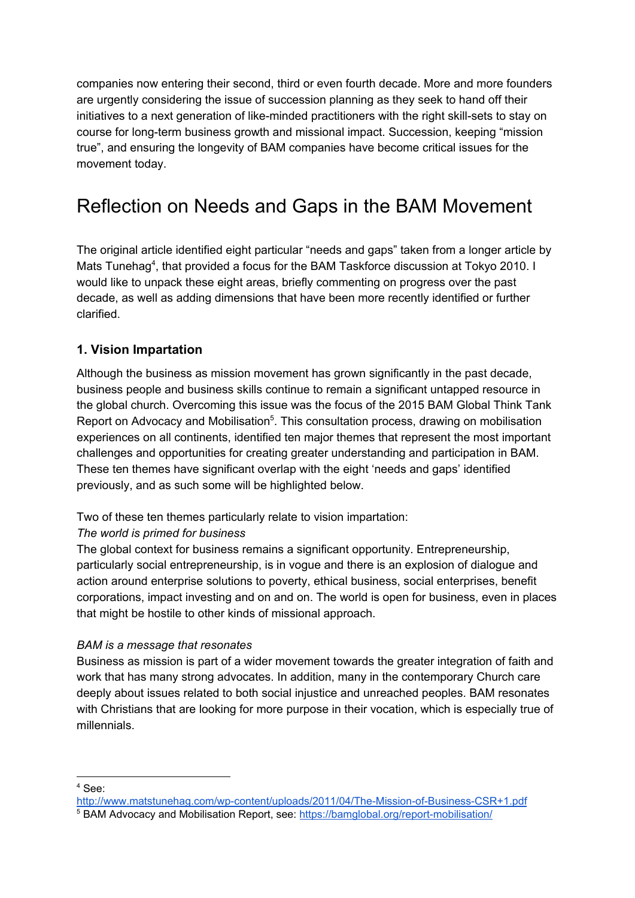companies now entering their second, third or even fourth decade. More and more founders are urgently considering the issue of succession planning as they seek to hand off their initiatives to a next generation of like-minded practitioners with the right skill-sets to stay on course for long-term business growth and missional impact. Succession, keeping "mission true", and ensuring the longevity of BAM companies have become critical issues for the movement today.

# Reflection on Needs and Gaps in the BAM Movement

The original article identified eight particular "needs and gaps" taken from a longer article by Mats Tunehag[4], that provided a focus for the BAM Taskforce discussion at Tokyo 2010. I would like to unpack these eight areas, briefly commenting on progress over the past decade, as well as adding dimensions that have been more recently identified or further clarified.

### 1. Vision Impartation

Although the business as mission movement has grown significantly in the past decade, business people and business skills continue to remain a significant untapped resource in the global church. Overcoming this issue was the focus of the 2015 BAM Global Think Tank Report on Advocacy and Mobilisation[5]. This consultation process, drawing on mobilisation experiences on all continents, identified ten major themes that represent the most important challenges and opportunities for creating greater understanding and participation in BAM. These ten themes have significant overlap with the eight 'needs and gaps' identified previously, and as such some will be highlighted below.

Two of these ten themes particularly relate to vision impartation:

*The world is primed for business*

The global context for business remains a significant opportunity. Entrepreneurship, particularly social entrepreneurship, is in vogue and there is an explosion of dialogue and action around enterprise solutions to poverty, ethical business, social enterprises, benefit corporations, impact investing and on and on. The world is open for business, even in places that might be hostile to other kinds of missional approach.

*BAM is a message that resonates*

Business as mission is part of a wider movement towards the greater integration of faith and work that has many strong advocates. In addition, many in the contemporary Church care deeply about issues related to both social injustice and unreached peoples. BAM resonates with Christians that are looking for more purpose in their vocation, which is especially true of millennials.

---

[4] See: http://www.matstunehag.com/wp-content/uploads/2011/04/The-Mission-of-Business-CSR+1.pdf

[5] BAM Advocacy and Mobilisation Report, see: https://bamglobal.org/report-mobilisation/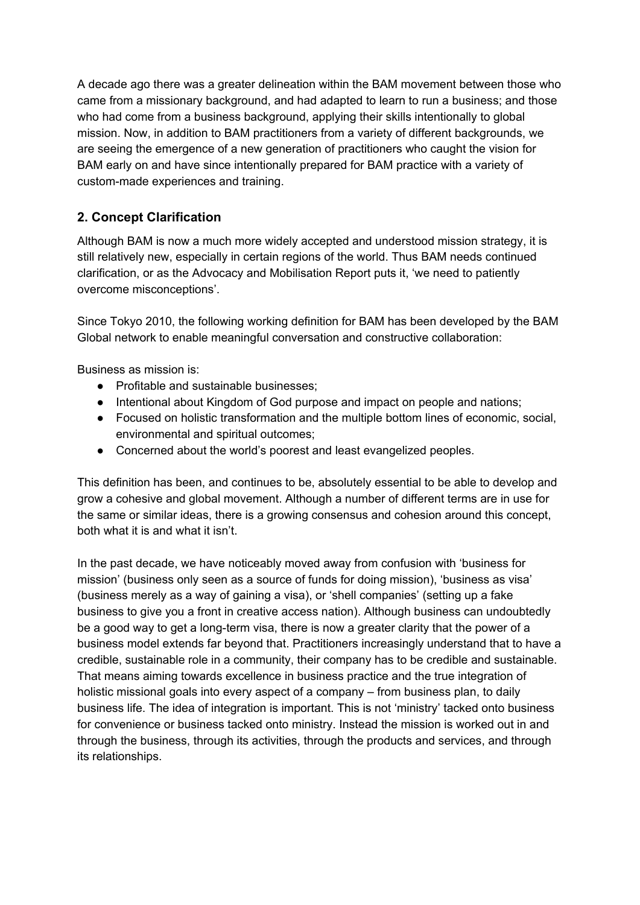A decade ago there was a greater delineation within the BAM movement between those who came from a missionary background, and had adapted to learn to run a business; and those who had come from a business background, applying their skills intentionally to global mission. Now, in addition to BAM practitioners from a variety of different backgrounds, we are seeing the emergence of a new generation of practitioners who caught the vision for BAM early on and have since intentionally prepared for BAM practice with a variety of custom-made experiences and training.

## 2. Concept Clarification

Although BAM is now a much more widely accepted and understood mission strategy, it is still relatively new, especially in certain regions of the world. Thus BAM needs continued clarification, or as the Advocacy and Mobilisation Report puts it, 'we need to patiently overcome misconceptions'.

Since Tokyo 2010, the following working definition for BAM has been developed by the BAM Global network to enable meaningful conversation and constructive collaboration:

Business as mission is:

- Profitable and sustainable businesses;
- Intentional about Kingdom of God purpose and impact on people and nations;
- Focused on holistic transformation and the multiple bottom lines of economic, social, environmental and spiritual outcomes;
- Concerned about the world's poorest and least evangelized peoples.

This definition has been, and continues to be, absolutely essential to be able to develop and grow a cohesive and global movement. Although a number of different terms are in use for the same or similar ideas, there is a growing consensus and cohesion around this concept, both what it is and what it isn't.

In the past decade, we have noticeably moved away from confusion with 'business for mission' (business only seen as a source of funds for doing mission), 'business as visa' (business merely as a way of gaining a visa), or 'shell companies' (setting up a fake business to give you a front in creative access nation). Although business can undoubtedly be a good way to get a long-term visa, there is now a greater clarity that the power of a business model extends far beyond that. Practitioners increasingly understand that to have a credible, sustainable role in a community, their company has to be credible and sustainable. That means aiming towards excellence in business practice and the true integration of holistic missional goals into every aspect of a company – from business plan, to daily business life. The idea of integration is important. This is not 'ministry' tacked onto business for convenience or business tacked onto ministry. Instead the mission is worked out in and through the business, through its activities, through the products and services, and through its relationships.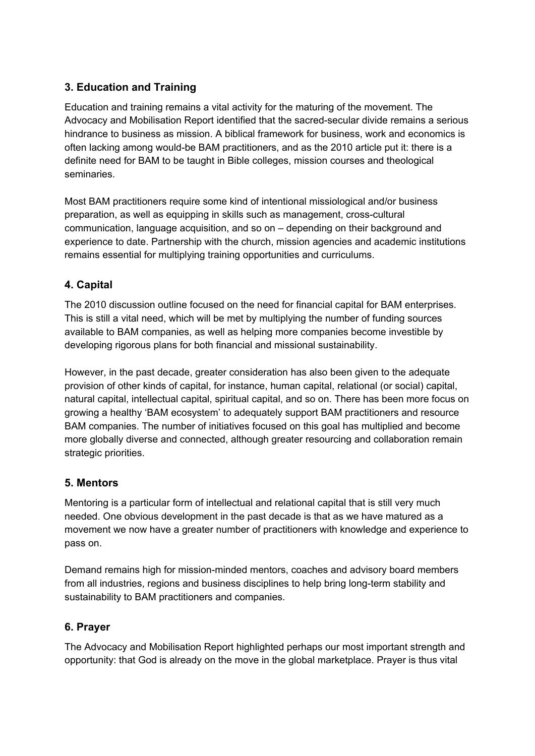## 3. Education and Training

Education and training remains a vital activity for the maturing of the movement. The Advocacy and Mobilisation Report identified that the sacred-secular divide remains a serious hindrance to business as mission. A biblical framework for business, work and economics is often lacking among would-be BAM practitioners, and as the 2010 article put it: there is a definite need for BAM to be taught in Bible colleges, mission courses and theological seminaries.

Most BAM practitioners require some kind of intentional missiological and/or business preparation, as well as equipping in skills such as management, cross-cultural communication, language acquisition, and so on – depending on their background and experience to date. Partnership with the church, mission agencies and academic institutions remains essential for multiplying training opportunities and curriculums.

## 4. Capital

The 2010 discussion outline focused on the need for financial capital for BAM enterprises. This is still a vital need, which will be met by multiplying the number of funding sources available to BAM companies, as well as helping more companies become investible by developing rigorous plans for both financial and missional sustainability.

However, in the past decade, greater consideration has also been given to the adequate provision of other kinds of capital, for instance, human capital, relational (or social) capital, natural capital, intellectual capital, spiritual capital, and so on. There has been more focus on growing a healthy 'BAM ecosystem' to adequately support BAM practitioners and resource BAM companies. The number of initiatives focused on this goal has multiplied and become more globally diverse and connected, although greater resourcing and collaboration remain strategic priorities.

## 5. Mentors

Mentoring is a particular form of intellectual and relational capital that is still very much needed. One obvious development in the past decade is that as we have matured as a movement we now have a greater number of practitioners with knowledge and experience to pass on.

Demand remains high for mission-minded mentors, coaches and advisory board members from all industries, regions and business disciplines to help bring long-term stability and sustainability to BAM practitioners and companies.

## 6. Prayer

The Advocacy and Mobilisation Report highlighted perhaps our most important strength and opportunity: that God is already on the move in the global marketplace. Prayer is thus vital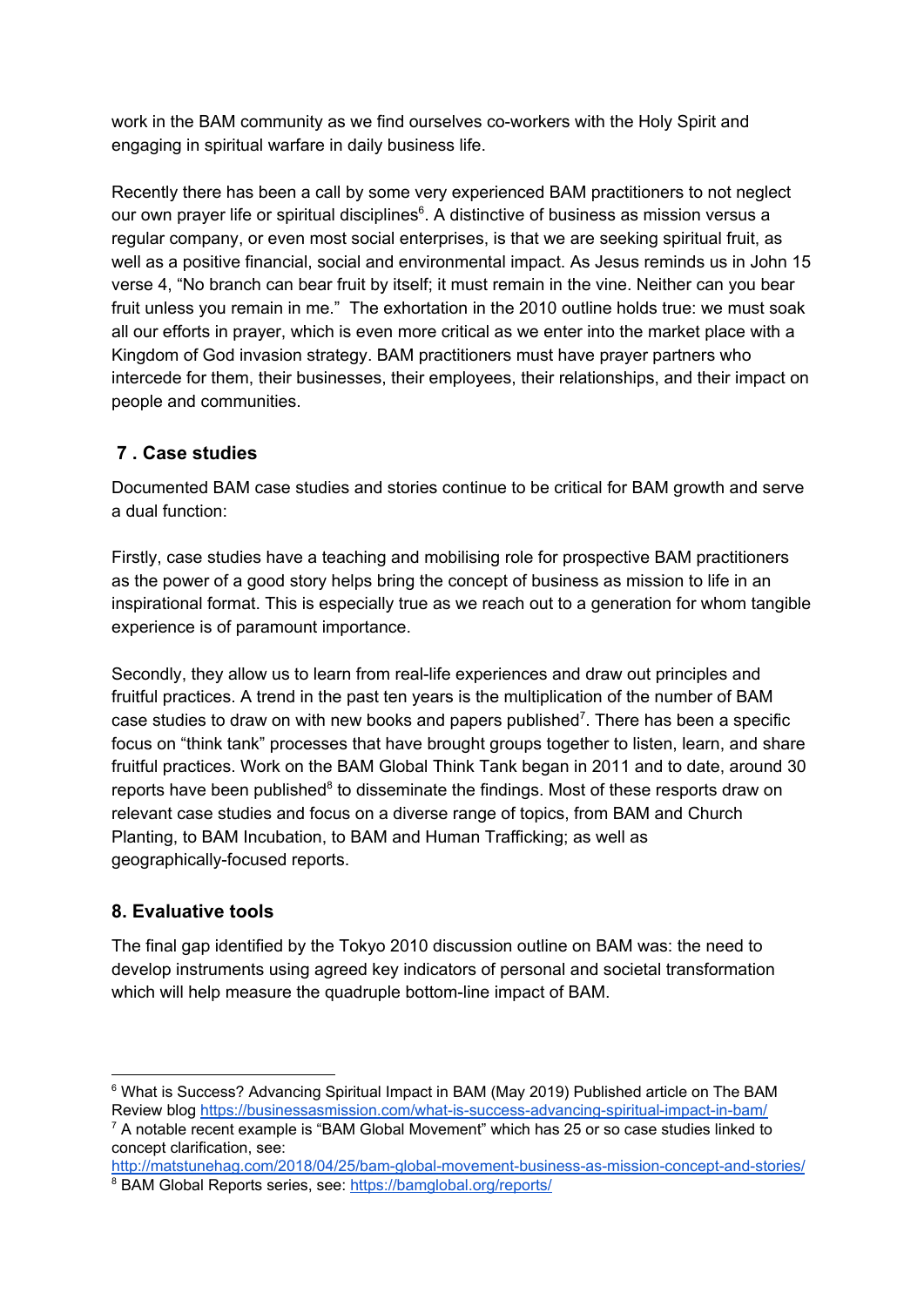work in the BAM community as we find ourselves co-workers with the Holy Spirit and engaging in spiritual warfare in daily business life.

Recently there has been a call by some very experienced BAM practitioners to not neglect our own prayer life or spiritual disciplines[6]. A distinctive of business as mission versus a regular company, or even most social enterprises, is that we are seeking spiritual fruit, as well as a positive financial, social and environmental impact. As Jesus reminds us in John 15 verse 4, "No branch can bear fruit by itself; it must remain in the vine. Neither can you bear fruit unless you remain in me." The exhortation in the 2010 outline holds true: we must soak all our efforts in prayer, which is even more critical as we enter into the market place with a Kingdom of God invasion strategy. BAM practitioners must have prayer partners who intercede for them, their businesses, their employees, their relationships, and their impact on people and communities.

## 7 . Case studies

Documented BAM case studies and stories continue to be critical for BAM growth and serve a dual function:

Firstly, case studies have a teaching and mobilising role for prospective BAM practitioners as the power of a good story helps bring the concept of business as mission to life in an inspirational format. This is especially true as we reach out to a generation for whom tangible experience is of paramount importance.

Secondly, they allow us to learn from real-life experiences and draw out principles and fruitful practices. A trend in the past ten years is the multiplication of the number of BAM case studies to draw on with new books and papers published[7]. There has been a specific focus on "think tank" processes that have brought groups together to listen, learn, and share fruitful practices. Work on the BAM Global Think Tank began in 2011 and to date, around 30 reports have been published[8] to disseminate the findings. Most of these resports draw on relevant case studies and focus on a diverse range of topics, from BAM and Church Planting, to BAM Incubation, to BAM and Human Trafficking; as well as geographically-focused reports.

## 8. Evaluative tools

The final gap identified by the Tokyo 2010 discussion outline on BAM was: the need to develop instruments using agreed key indicators of personal and societal transformation which will help measure the quadruple bottom-line impact of BAM.

---

[6] What is Success? Advancing Spiritual Impact in BAM (May 2019) Published article on The BAM Review blog https://businessasmission.com/what-is-success-advancing-spiritual-impact-in-bam/

[7] A notable recent example is "BAM Global Movement" which has 25 or so case studies linked to concept clarification, see: http://matstunehag.com/2018/04/25/bam-global-movement-business-as-mission-concept-and-stories/

[8] BAM Global Reports series, see: https://bamglobal.org/reports/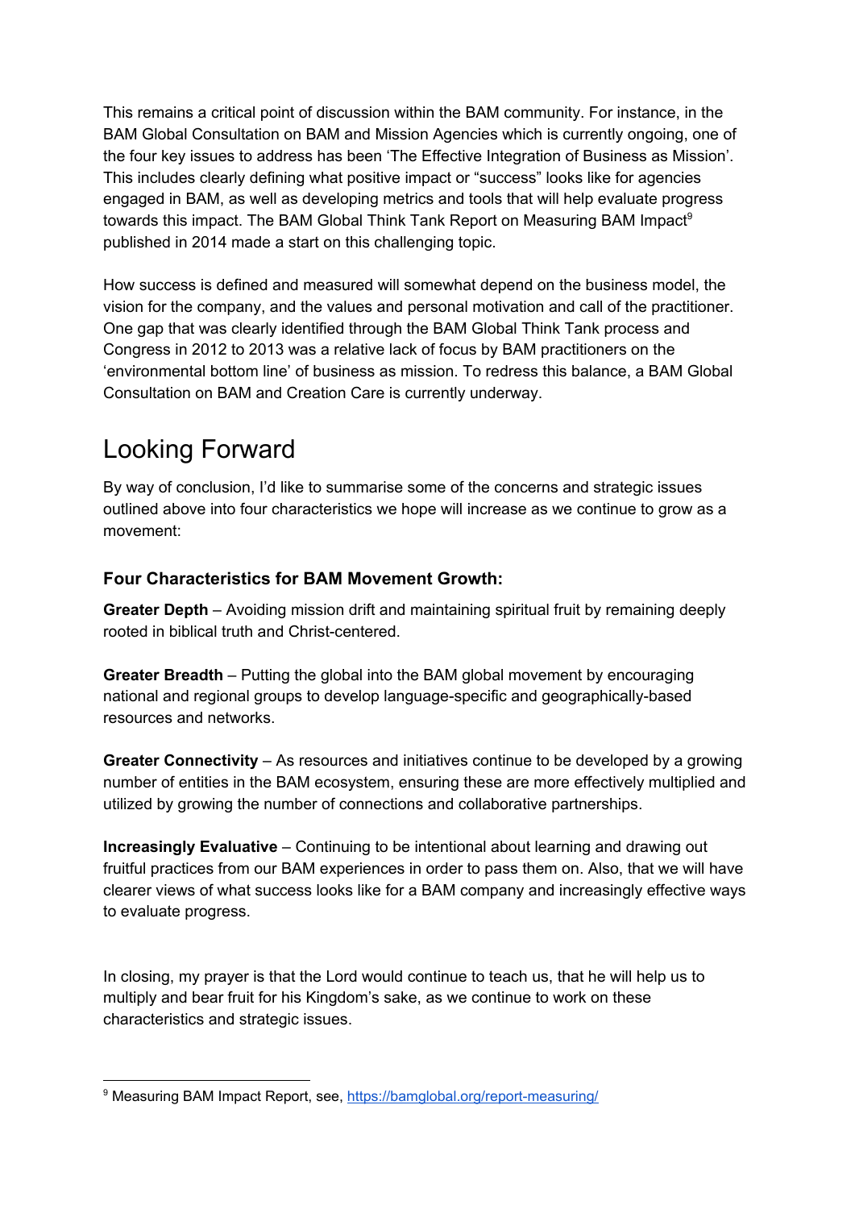This remains a critical point of discussion within the BAM community. For instance, in the BAM Global Consultation on BAM and Mission Agencies which is currently ongoing, one of the four key issues to address has been 'The Effective Integration of Business as Mission'. This includes clearly defining what positive impact or "success" looks like for agencies engaged in BAM, as well as developing metrics and tools that will help evaluate progress towards this impact. The BAM Global Think Tank Report on Measuring BAM Impact[9] published in 2014 made a start on this challenging topic.

How success is defined and measured will somewhat depend on the business model, the vision for the company, and the values and personal motivation and call of the practitioner. One gap that was clearly identified through the BAM Global Think Tank process and Congress in 2012 to 2013 was a relative lack of focus by BAM practitioners on the 'environmental bottom line' of business as mission. To redress this balance, a BAM Global Consultation on BAM and Creation Care is currently underway.

# Looking Forward

By way of conclusion, I'd like to summarise some of the concerns and strategic issues outlined above into four characteristics we hope will increase as we continue to grow as a movement:

### Four Characteristics for BAM Movement Growth:

**Greater Depth** – Avoiding mission drift and maintaining spiritual fruit by remaining deeply rooted in biblical truth and Christ-centered.

**Greater Breadth** – Putting the global into the BAM global movement by encouraging national and regional groups to develop language-specific and geographically-based resources and networks.

**Greater Connectivity** – As resources and initiatives continue to be developed by a growing number of entities in the BAM ecosystem, ensuring these are more effectively multiplied and utilized by growing the number of connections and collaborative partnerships.

**Increasingly Evaluative** – Continuing to be intentional about learning and drawing out fruitful practices from our BAM experiences in order to pass them on. Also, that we will have clearer views of what success looks like for a BAM company and increasingly effective ways to evaluate progress.

In closing, my prayer is that the Lord would continue to teach us, that he will help us to multiply and bear fruit for his Kingdom's sake, as we continue to work on these characteristics and strategic issues.

---

[9] Measuring BAM Impact Report, see, https://bamglobal.org/report-measuring/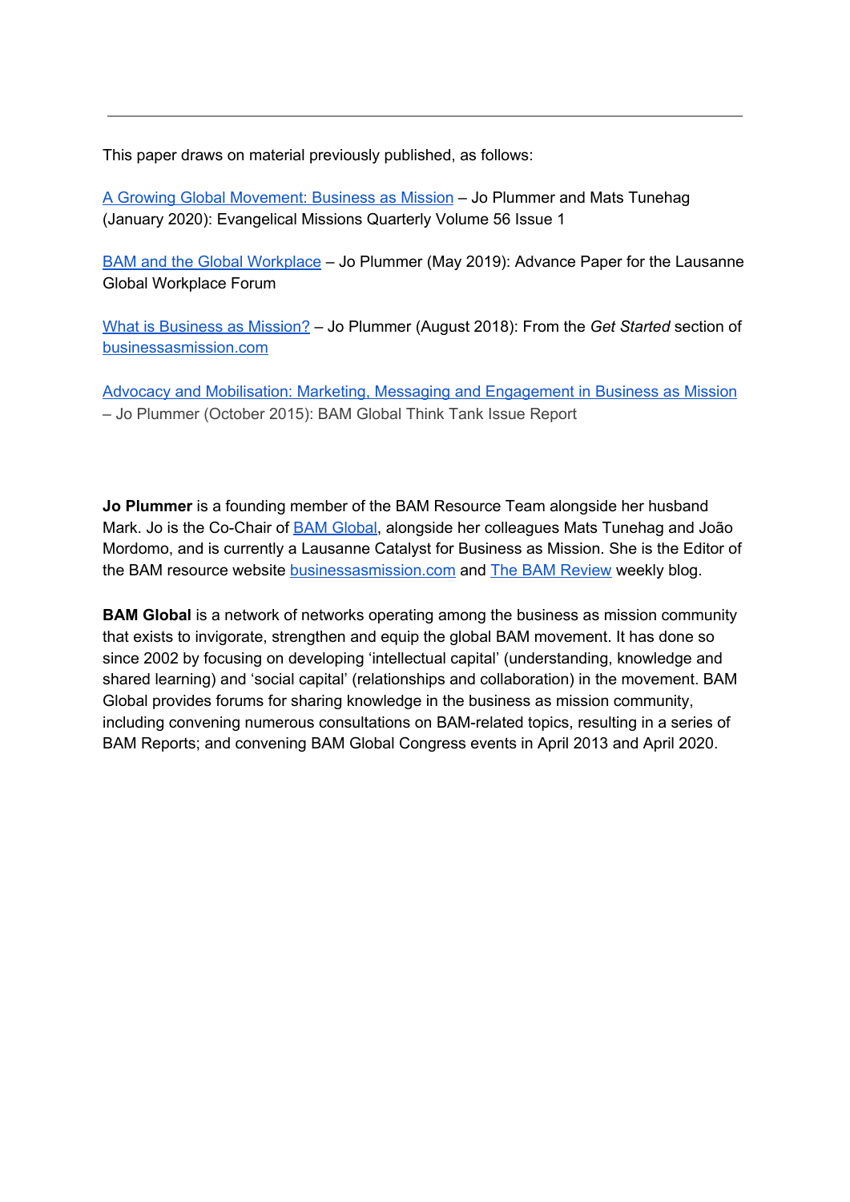---

This paper draws on material previously published, as follows:

A Growing Global Movement: Business as Mission – Jo Plummer and Mats Tunehag (January 2020): Evangelical Missions Quarterly Volume 56 Issue 1

BAM and the Global Workplace – Jo Plummer (May 2019): Advance Paper for the Lausanne Global Workplace Forum

What is Business as Mission? – Jo Plummer (August 2018): From the *Get Started* section of businessasmission.com

Advocacy and Mobilisation: Marketing, Messaging and Engagement in Business as Mission – Jo Plummer (October 2015): BAM Global Think Tank Issue Report

**Jo Plummer** is a founding member of the BAM Resource Team alongside her husband Mark. Jo is the Co-Chair of BAM Global, alongside her colleagues Mats Tunehag and João Mordomo, and is currently a Lausanne Catalyst for Business as Mission. She is the Editor of the BAM resource website businessasmission.com and The BAM Review weekly blog.

**BAM Global** is a network of networks operating among the business as mission community that exists to invigorate, strengthen and equip the global BAM movement. It has done so since 2002 by focusing on developing 'intellectual capital' (understanding, knowledge and shared learning) and 'social capital' (relationships and collaboration) in the movement. BAM Global provides forums for sharing knowledge in the business as mission community, including convening numerous consultations on BAM-related topics, resulting in a series of BAM Reports; and convening BAM Global Congress events in April 2013 and April 2020.